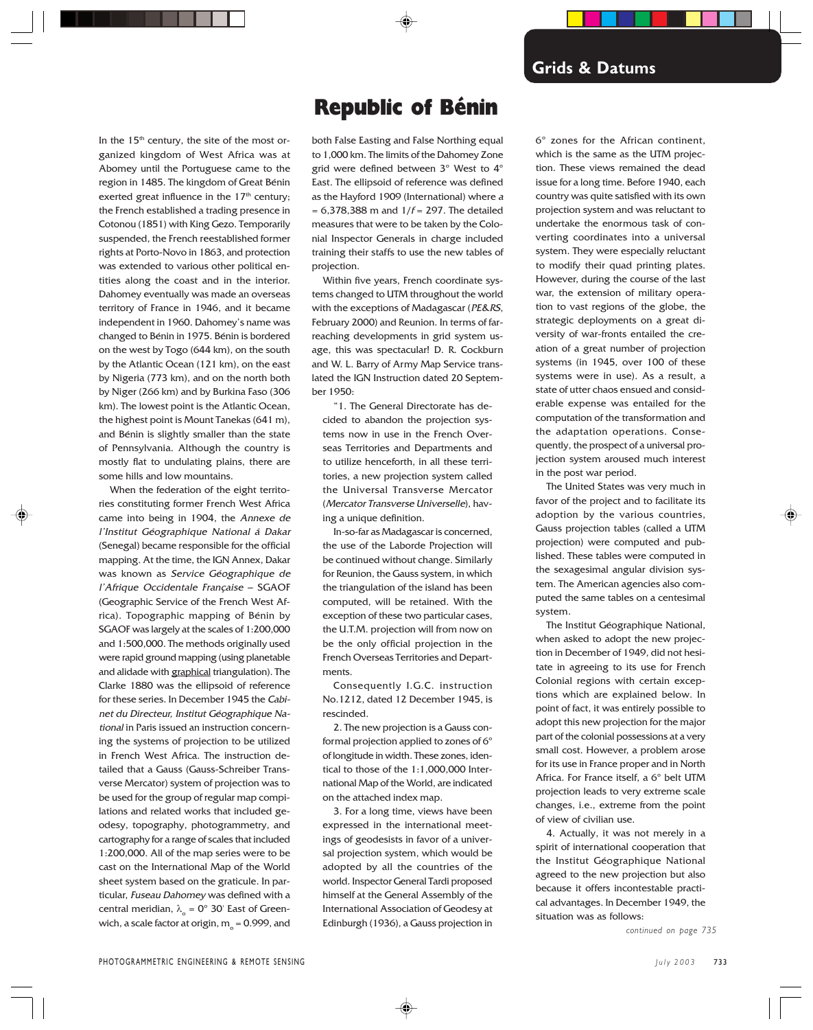# Republic of Bénin

In the 15th century, the site of the most organized kingdom of West Africa was at Abomey until the Portuguese came to the region in 1485. The kingdom of Great Bénin exerted great influence in the 17th century; the French established a trading presence in Cotonou (1851) with King Gezo. Temporarily suspended, the French reestablished former rights at Porto-Novo in 1863, and protection was extended to various other political entities along the coast and in the interior. Dahomey eventually was made an overseas territory of France in 1946, and it became independent in 1960. Dahomey's name was changed to Bénin in 1975. Bénin is bordered on the west by Togo (644 km), on the south by the Atlantic Ocean (121 km), on the east by Nigeria (773 km), and on the north both by Niger (266 km) and by Burkina Faso (306 km). The lowest point is the Atlantic Ocean, the highest point is Mount Tanekas (641 m), and Bénin is slightly smaller than the state of Pennsylvania. Although the country is mostly flat to undulating plains, there are some hills and low mountains.

When the federation of the eight territories constituting former French West Africa came into being in 1904, the *Annexe de l'Institut Géographique National á Dakar* (Senegal) became responsible for the official mapping. At the time, the IGN Annex, Dakar was known as *Service Géographique de l'Afrique Occidentale Française* – SGAOF (Geographic Service of the French West Africa). Topographic mapping of Bénin by SGAOF was largely at the scales of 1:200,000 and 1:500,000. The methods originally used were rapid ground mapping (using planetable and alidade with graphical triangulation). The Clarke 1880 was the ellipsoid of reference for these series. In December 1945 the *Cabinet du Directeur, Institut Géographique National* in Paris issued an instruction concerning the systems of projection to be utilized in French West Africa. The instruction detailed that a Gauss (Gauss-Schreiber Transverse Mercator) system of projection was to be used for the group of regular map compilations and related works that included geodesy, topography, photogrammetry, and cartography for a range of scales that included 1:200,000. All of the map series were to be cast on the International Map of the World sheet system based on the graticule. In particular, *Fuseau Dahomey* was defined with a central meridian, $\lambda_o$ = 0° 30' East of Greenwich, a scale factor at origin, $m_o$ = 0.999, and both False Easting and False Northing equal to 1,000 km. The limits of the Dahomey Zone grid were defined between 3° West to 4° East. The ellipsoid of reference was defined as the Hayford 1909 (International) where $a$ = 6,378,388 m and $1/f$ = 297. The detailed measures that were to be taken by the Colonial Inspector Generals in charge included training their staffs to use the new tables of projection.

Within five years, French coordinate systems changed to UTM throughout the world with the exceptions of Madagascar (*PE&RS*, February 2000) and Reunion. In terms of far-reaching developments in grid system usage, this was spectacular! D. R. Cockburn and W. L. Barry of Army Map Service translated the IGN Instruction dated 20 September 1950:

"1. The General Directorate has decided to abandon the projection systems now in use in the French Overseas Territories and Departments and to utilize henceforth, in all these territories, a new projection system called the Universal Transverse Mercator (*Mercator Transverse Universelle*), having a unique definition.

In-so-far as Madagascar is concerned, the use of the Laborde Projection will be continued without change. Similarly for Reunion, the Gauss system, in which the triangulation of the island has been computed, will be retained. With the exception of these two particular cases, the U.T.M. projection will from now on be the only official projection in the French Overseas Territories and Departments.

Consequently I.G.C. instruction No.1212, dated 12 December 1945, is rescinded.

2. The new projection is a Gauss conformal projection applied to zones of 6° of longitude in width. These zones, identical to those of the 1:1,000,000 International Map of the World, are indicated on the attached index map.

3. For a long time, views have been expressed in the international meetings of geodesists in favor of a universal projection system, which would be adopted by all the countries of the world. Inspector General Tardi proposed himself at the General Assembly of the International Association of Geodesy at Edinburgh (1936), a Gauss projection in 6° zones for the African continent, which is the same as the UTM projection. These views remained the dead issue for a long time. Before 1940, each country was quite satisfied with its own projection system and was reluctant to undertake the enormous task of converting coordinates into a universal system. They were especially reluctant to modify their quad printing plates. However, during the course of the last war, the extension of military operation to vast regions of the globe, the strategic deployments on a great diversity of war-fronts entailed the creation of a great number of projection systems (in 1945, over 100 of these systems were in use). As a result, a state of utter chaos ensued and considerable expense was entailed for the computation of the transformation and the adaptation operations. Consequently, the prospect of a universal projection system aroused much interest in the post war period.

The United States was very much in favor of the project and to facilitate its adoption by the various countries, Gauss projection tables (called a UTM projection) were computed and published. These tables were computed in the sexagesimal angular division system. The American agencies also computed the same tables on a centesimal system.

The Institut Géographique National, when asked to adopt the new projection in December of 1949, did not hesitate in agreeing to its use for French Colonial regions with certain exceptions which are explained below. In point of fact, it was entirely possible to adopt this new projection for the major part of the colonial possessions at a very small cost. However, a problem arose for its use in France proper and in North Africa. For France itself, a 6° belt UTM projection leads to very extreme scale changes, i.e., extreme from the point of view of civilian use.

4. Actually, it was not merely in a spirit of international cooperation that the Institut Géographique National agreed to the new projection but also because it offers incontestable practical advantages. In December 1949, the situation was as follows:

*continued on page 735*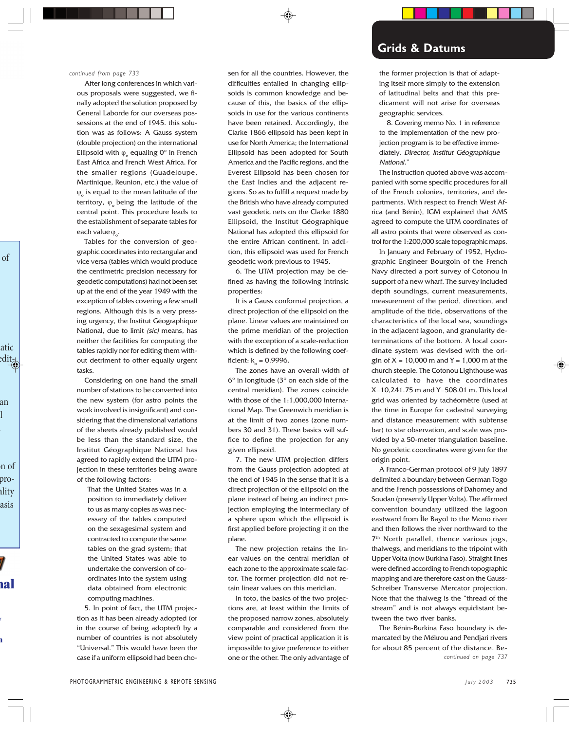*continued from page 733*

After long conferences in which various proposals were suggested, we finally adopted the solution proposed by General Laborde for our overseas possessions at the end of 1945. this solution was as follows: A Gauss system (double projection) on the international Ellipsoid with $\varphi_o$ equaling 0° in French East Africa and French West Africa. For the smaller regions (Guadeloupe, Martinique, Reunion, etc.) the value of $\varphi_o$ is equal to the mean latitude of the territory, $\varphi_o$ being the latitude of the central point. This procedure leads to the establishment of separate tables for each value $\varphi_o$.

Tables for the conversion of geographic coordinates into rectangular and vice versa (tables which would produce the centimetric precision necessary for geodetic computations) had not been set up at the end of the year 1949 with the exception of tables covering a few small regions. Although this is a very pressing urgency, the Institut Géographique National, due to limit *(sic)* means, has neither the facilities for computing the tables rapidly nor for editing them without detriment to other equally urgent tasks.

Considering on one hand the small number of stations to be converted into the new system (for astro points the work involved is insignificant) and considering that the dimensional variations of the sheets already published would be less than the standard size, the Institut Géographique National has agreed to rapidly extend the UTM projection in these territories being aware of the following factors:

> That the United States was in a position to immediately deliver to us as many copies as was necessary of the tables computed on the sexagesimal system and contracted to compute the same tables on the grad system; that the United States was able to undertake the conversion of coordinates into the system using data obtained from electronic computing machines.

5. In point of fact, the UTM projection as it has been already adopted (or in the course of being adopted) by a number of countries is not absolutely "Universal." This would have been the case if a uniform ellipsoid had been chosen for all the countries. However, the difficulties entailed in changing ellipsoids is common knowledge and because of this, the basics of the ellipsoids in use for the various continents have been retained. Accordingly, the Clarke 1866 ellipsoid has been kept in use for North America; the International Ellipsoid has been adopted for South America and the Pacific regions, and the Everest Ellipsoid has been chosen for the East Indies and the adjacent regions. So as to fulfill a request made by the British who have already computed vast geodetic nets on the Clarke 1880 Ellipsoid, the Institut Géographique National has adopted this ellipsoid for the entire African continent. In addition, this ellipsoid was used for French geodetic work previous to 1945.

6. The UTM projection may be defined as having the following intrinsic properties:

It is a Gauss conformal projection, a direct projection of the ellipsoid on the plane. Linear values are maintained on the prime meridian of the projection with the exception of a scale-reduction which is defined by the following coefficient: $k_o = 0.9996$.

The zones have an overall width of 6° in longitude (3° on each side of the central meridian). The zones coincide with those of the 1:1,000,000 International Map. The Greenwich meridian is at the limit of two zones (zone numbers 30 and 31). These basics will suffice to define the projection for any given ellipsoid.

7. The new UTM projection differs from the Gauss projection adopted at the end of 1945 in the sense that it is a direct projection of the ellipsoid on the plane instead of being an indirect projection employing the intermediary of a sphere upon which the ellipsoid is first applied before projecting it on the plane.

The new projection retains the linear values on the central meridian of each zone to the approximate scale factor. The former projection did not retain linear values on this meridian.

In toto, the basics of the two projections are, at least within the limits of the proposed narrow zones, absolutely comparable and considered from the view point of practical application it is impossible to give preference to either one or the other. The only advantage of the former projection is that of adapting itself more simply to the extension of latitudinal belts and that this predicament will not arise for overseas geographic services.

8. Covering memo No. 1 in reference to the implementation of the new projection program is to be effective immediately. *Director, Institut Géographique National.*"

The instruction quoted above was accompanied with some specific procedures for all of the French colonies, territories, and departments. With respect to French West Africa (and Bénin), IGM explained that AMS agreed to compute the UTM coordinates of all astro points that were observed as control for the 1:200,000 scale topographic maps.

In January and February of 1952, Hydrographic Engineer Bourgoin of the French Navy directed a port survey of Cotonou in support of a new wharf. The survey included depth soundings, current measurements, measurement of the period, direction, and amplitude of the tide, observations of the characteristics of the local sea, soundings in the adjacent lagoon, and granularity determinations of the bottom. A local coordinate system was devised with the origin of X = 10,000 m and Y = 1,000 m at the church steeple. The Cotonou Lighthouse was calculated to have the coordinates X=10,241.75 m and Y=508.01 m. This local grid was oriented by tachéomètre (used at the time in Europe for cadastral surveying and distance measurement with subtense bar) to star observation, and scale was provided by a 50-meter triangulation baseline. No geodetic coordinates were given for the origin point.

A Franco-German protocol of 9 July 1897 delimited a boundary between German Togo and the French possessions of Dahomey and Soudan (presently Upper Volta). The affirmed convention boundary utilized the lagoon eastward from Île Bayol to the Mono river and then follows the river northward to the 7th North parallel, thence various jogs, thalwegs, and meridians to the tripoint with Upper Volta (now Burkina Faso). Straight lines were defined according to French topographic mapping and are therefore cast on the Gauss-Schreiber Transverse Mercator projection. Note that the thalweg is the "thread of the stream" and is not always equidistant between the two river banks.

The Bénin-Burkina Faso boundary is demarcated by the Mékrou and Pendjari rivers for about 85 percent of the distance. Be-

*continued on page 737*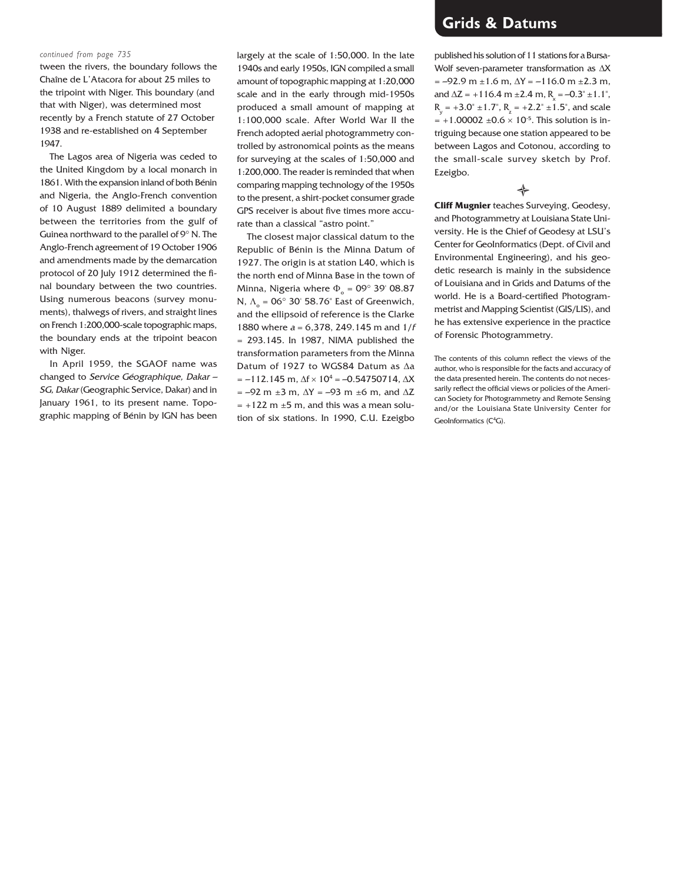*continued from page 735*

tween the rivers, the boundary follows the Chaîne de L'Atacora for about 25 miles to the tripoint with Niger. This boundary (and that with Niger), was determined most recently by a French statute of 27 October 1938 and re-established on 4 September 1947.

The Lagos area of Nigeria was ceded to the United Kingdom by a local monarch in 1861. With the expansion inland of both Bénin and Nigeria, the Anglo-French convention of 10 August 1889 delimited a boundary between the territories from the gulf of Guinea northward to the parallel of 9° N. The Anglo-French agreement of 19 October 1906 and amendments made by the demarcation protocol of 20 July 1912 determined the final boundary between the two countries. Using numerous beacons (survey monuments), thalwegs of rivers, and straight lines on French 1:200,000-scale topographic maps, the boundary ends at the tripoint beacon with Niger.

In April 1959, the SGAOF name was changed to *Service Géographique, Dakar – SG, Dakar* (Geographic Service, Dakar) and in January 1961, to its present name. Topographic mapping of Bénin by IGN has been largely at the scale of 1:50,000. In the late 1940s and early 1950s, IGN compiled a small amount of topographic mapping at 1:20,000 scale and in the early through mid-1950s produced a small amount of mapping at 1:100,000 scale. After World War II the French adopted aerial photogrammetry controlled by astronomical points as the means for surveying at the scales of 1:50,000 and 1:200,000. The reader is reminded that when comparing mapping technology of the 1950s to the present, a shirt-pocket consumer grade GPS receiver is about five times more accurate than a classical "astro point."

The closest major classical datum to the Republic of Bénin is the Minna Datum of 1927. The origin is at station L40, which is the north end of Minna Base in the town of Minna, Nigeria where $\Phi_o$ = 09° 39' 08.87 N, $\Lambda_o$ = 06° 30' 58.76" East of Greenwich, and the ellipsoid of reference is the Clarke 1880 where $a$ = 6,378, 249.145 m and $1/f$ = 293.145. In 1987, NIMA published the transformation parameters from the Minna Datum of 1927 to WGS84 Datum as $\Delta a$ = –112.145 m, $\Delta f \times 10^4$ = –0.54750714, $\Delta X$ = –92 m ±3 m, $\Delta Y$ = –93 m ±6 m, and $\Delta Z$ = +122 m ±5 m, and this was a mean solution of six stations. In 1990, C.U. Ezeigbo published his solution of 11 stations for a Bursa-Wolf seven-parameter transformation as $\Delta X$ = –92.9 m ±1.6 m, $\Delta Y$ = –116.0 m ±2.3 m, and $\Delta Z$ = +116.4 m ±2.4 m, $R_x$ = –0.3" ±1.1", $R_y$ = +3.0" ±1.7", $R_z$ = +2.2" ±1.5", and scale = +1.00002 ±0.6 × $10^{-5}$. This solution is intriguing because one station appeared to be between Lagos and Cotonou, according to the small-scale survey sketch by Prof. Ezeigbo.

✧

**Cliff Mugnier** teaches Surveying, Geodesy, and Photogrammetry at Louisiana State University. He is the Chief of Geodesy at LSU's Center for GeoInformatics (Dept. of Civil and Environmental Engineering), and his geodetic research is mainly in the subsidence of Louisiana and in Grids and Datums of the world. He is a Board-certified Photogrammetrist and Mapping Scientist (GIS/LIS), and he has extensive experience in the practice of Forensic Photogrammetry.

The contents of this column reflect the views of the author, who is responsible for the facts and accuracy of the data presented herein. The contents do not necessarily reflect the official views or policies of the American Society for Photogrammetry and Remote Sensing and/or the Louisiana State University Center for GeoInformatics ($C^4G$).